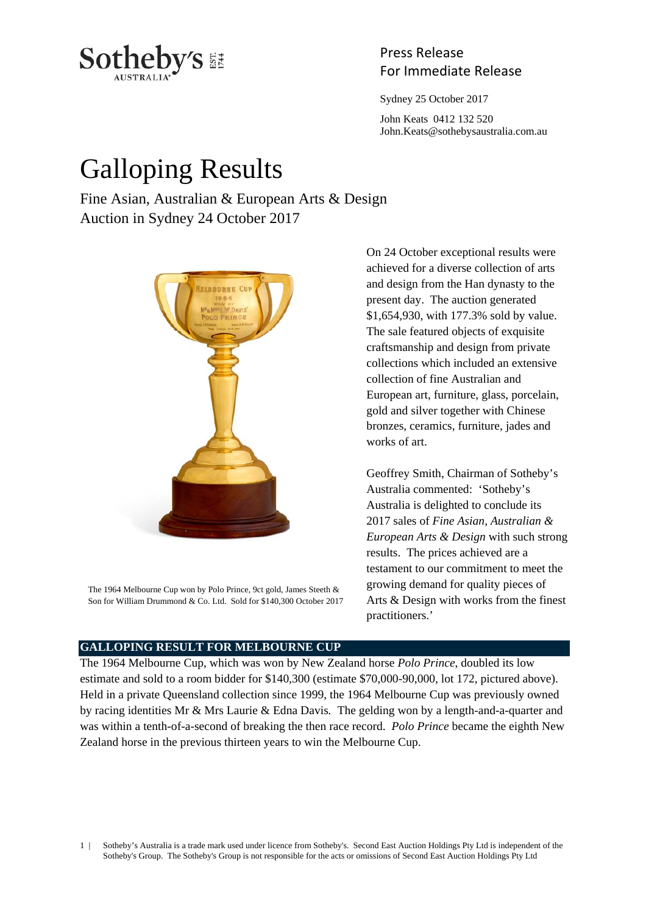Press Release
For Immediate Release

Sydney 25 October 2017

John Keats 0412 132 520
John.Keats@sothebysaustralia.com.au

# Galloping Results

Fine Asian, Australian & European Arts & Design
Auction in Sydney 24 October 2017

The 1964 Melbourne Cup won by Polo Prince, 9ct gold, James Steeth & Son for William Drummond & Co. Ltd. Sold for $140,300 October 2017

On 24 October exceptional results were achieved for a diverse collection of arts and design from the Han dynasty to the present day. The auction generated $1,654,930, with 177.3% sold by value. The sale featured objects of exquisite craftsmanship and design from private collections which included an extensive collection of fine Australian and European art, furniture, glass, porcelain, gold and silver together with Chinese bronzes, ceramics, furniture, jades and works of art.

Geoffrey Smith, Chairman of Sotheby's Australia commented: 'Sotheby's Australia is delighted to conclude its 2017 sales of *Fine Asian, Australian & European Arts & Design* with such strong results. The prices achieved are a testament to our commitment to meet the growing demand for quality pieces of Arts & Design with works from the finest practitioners.'

## GALLOPING RESULT FOR MELBOURNE CUP

The 1964 Melbourne Cup, which was won by New Zealand horse *Polo Prince*, doubled its low estimate and sold to a room bidder for $140,300 (estimate $70,000-90,000, lot 172, pictured above). Held in a private Queensland collection since 1999, the 1964 Melbourne Cup was previously owned by racing identities Mr & Mrs Laurie & Edna Davis. The gelding won by a length-and-a-quarter and was within a tenth-of-a-second of breaking the then race record. *Polo Prince* became the eighth New Zealand horse in the previous thirteen years to win the Melbourne Cup.

Sotheby's Australia is a trade mark used under licence from Sotheby's. Second East Auction Holdings Pty Ltd is independent of the Sotheby's Group. The Sotheby's Group is not responsible for the acts or omissions of Second East Auction Holdings Pty Ltd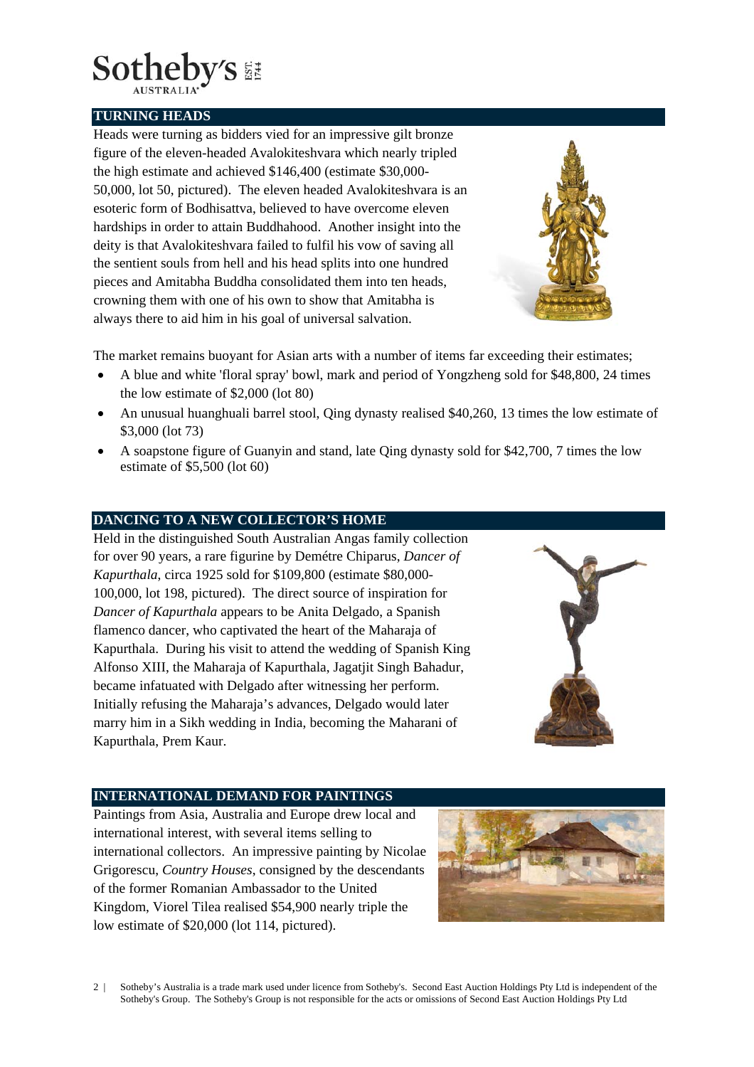## TURNING HEADS

Heads were turning as bidders vied for an impressive gilt bronze figure of the eleven-headed Avalokiteshvara which nearly tripled the high estimate and achieved $146,400 (estimate $30,000-50,000, lot 50, pictured). The eleven headed Avalokiteshvara is an esoteric form of Bodhisattva, believed to have overcome eleven hardships in order to attain Buddhahood. Another insight into the deity is that Avalokiteshvara failed to fulfil his vow of saving all the sentient souls from hell and his head splits into one hundred pieces and Amitabha Buddha consolidated them into ten heads, crowning them with one of his own to show that Amitabha is always there to aid him in his goal of universal salvation.

The market remains buoyant for Asian arts with a number of items far exceeding their estimates;

- A blue and white 'floral spray' bowl, mark and period of Yongzheng sold for $48,800, 24 times the low estimate of $2,000 (lot 80)
- An unusual huanghuali barrel stool, Qing dynasty realised $40,260, 13 times the low estimate of $3,000 (lot 73)
- A soapstone figure of Guanyin and stand, late Qing dynasty sold for $42,700, 7 times the low estimate of $5,500 (lot 60)

## DANCING TO A NEW COLLECTOR'S HOME

Held in the distinguished South Australian Angas family collection for over 90 years, a rare figurine by Demétre Chiparus, *Dancer of Kapurthala*, circa 1925 sold for $109,800 (estimate $80,000-100,000, lot 198, pictured). The direct source of inspiration for *Dancer of Kapurthala* appears to be Anita Delgado, a Spanish flamenco dancer, who captivated the heart of the Maharaja of Kapurthala. During his visit to attend the wedding of Spanish King Alfonso XIII, the Maharaja of Kapurthala, Jagatjit Singh Bahadur, became infatuated with Delgado after witnessing her perform. Initially refusing the Maharaja's advances, Delgado would later marry him in a Sikh wedding in India, becoming the Maharani of Kapurthala, Prem Kaur.

## INTERNATIONAL DEMAND FOR PAINTINGS

Paintings from Asia, Australia and Europe drew local and international interest, with several items selling to international collectors. An impressive painting by Nicolae Grigorescu, *Country Houses*, consigned by the descendants of the former Romanian Ambassador to the United Kingdom, Viorel Tilea realised $54,900 nearly triple the low estimate of $20,000 (lot 114, pictured).

Sotheby's Australia is a trade mark used under licence from Sotheby's. Second East Auction Holdings Pty Ltd is independent of the Sotheby's Group. The Sotheby's Group is not responsible for the acts or omissions of Second East Auction Holdings Pty Ltd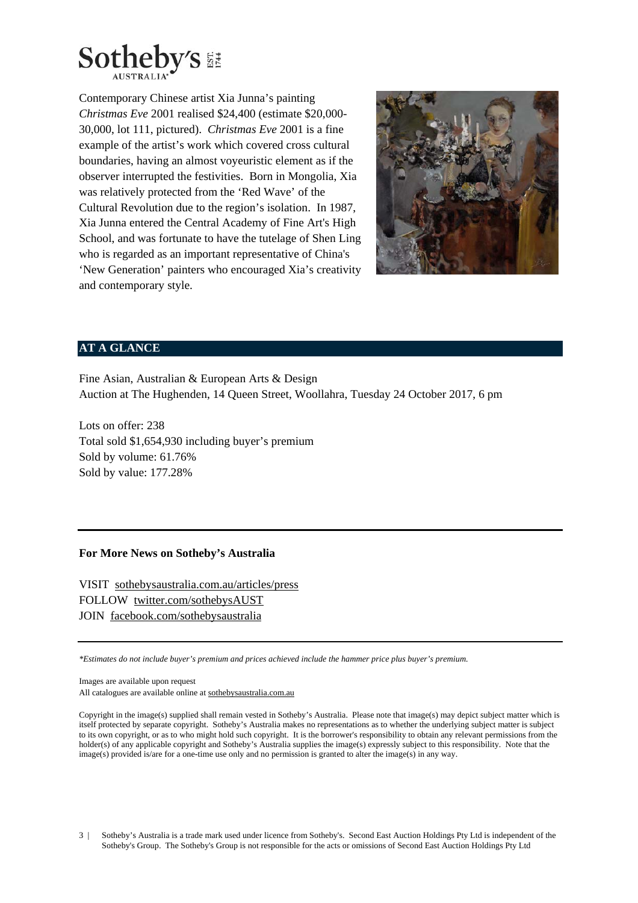Contemporary Chinese artist Xia Junna's painting *Christmas Eve* 2001 realised $24,400 (estimate $20,000-30,000, lot 111, pictured). *Christmas Eve* 2001 is a fine example of the artist's work which covered cross cultural boundaries, having an almost voyeuristic element as if the observer interrupted the festivities. Born in Mongolia, Xia was relatively protected from the 'Red Wave' of the Cultural Revolution due to the region's isolation. In 1987, Xia Junna entered the Central Academy of Fine Art's High School, and was fortunate to have the tutelage of Shen Ling who is regarded as an important representative of China's 'New Generation' painters who encouraged Xia's creativity and contemporary style.

## AT A GLANCE

Fine Asian, Australian & European Arts & Design
Auction at The Hughenden, 14 Queen Street, Woollahra, Tuesday 24 October 2017, 6 pm

Lots on offer: 238
Total sold $1,654,930 including buyer's premium
Sold by volume: 61.76%
Sold by value: 177.28%

---

**For More News on Sotheby's Australia**

VISIT sothebysaustralia.com.au/articles/press
FOLLOW twitter.com/sothebysAUST
JOIN facebook.com/sothebysaustralia

---

*\*Estimates do not include buyer's premium and prices achieved include the hammer price plus buyer's premium.*

Images are available upon request
All catalogues are available online at sothebysaustralia.com.au

Copyright in the image(s) supplied shall remain vested in Sotheby's Australia. Please note that image(s) may depict subject matter which is itself protected by separate copyright. Sotheby's Australia makes no representations as to whether the underlying subject matter is subject to its own copyright, or as to who might hold such copyright. It is the borrower's responsibility to obtain any relevant permissions from the holder(s) of any applicable copyright and Sotheby's Australia supplies the image(s) expressly subject to this responsibility. Note that the image(s) provided is/are for a one-time use only and no permission is granted to alter the image(s) in any way.

Sotheby's Australia is a trade mark used under licence from Sotheby's. Second East Auction Holdings Pty Ltd is independent of the Sotheby's Group. The Sotheby's Group is not responsible for the acts or omissions of Second East Auction Holdings Pty Ltd